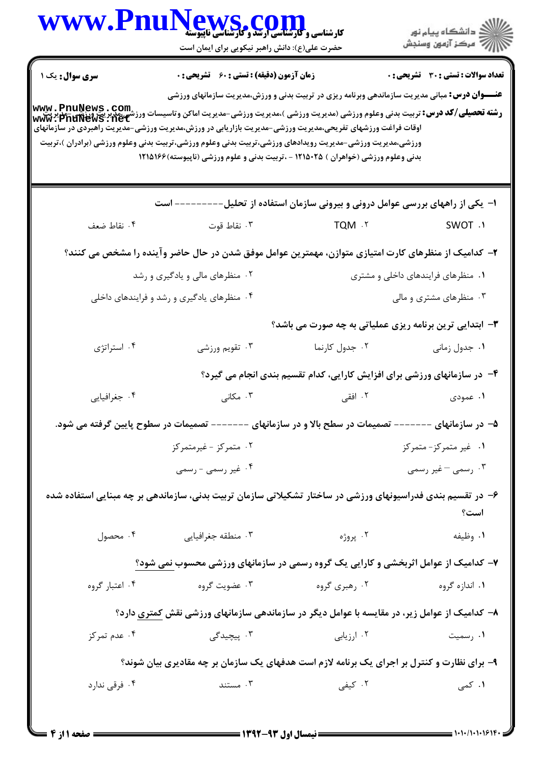کارشناسی و کارشناسی ارشد و کارشناسی ناپیوسته

حضرت علی(ع): دانش راهبر نیکویی برای ایمان است

دانشگاه پیام نور
مرکز آزمون وسنجش

**سری سوال:** یک ۱

**زمان آزمون (دقیقه) : تستی : ۶۰ تشریحی : ۰**

**تعداد سوالات : تستی : ۳۰ تشریحی : ۰**

**عنـــوان درس:** مبانی مدیریت سازماندهی وبرنامه ریزی در تربیت بدنی و ورزش،مدیریت سازمانهای ورزشی

**رشته تحصیلی/کد درس:** تربیت بدنی وعلوم ورزشی (مدیریت ورزشی )،مدیریت ورزشی-مدیریت اماکن وتاسیسات ورزشی،مدیریت ورزشی-مدیریت اوقات فراغت ورزشهای تفریحی،مدیریت ورزشی-مدیریت بازاریابی در ورزش،مدیریت ورزشی-مدیریت راهبردی در سازمانهای ورزشی،مدیریت ورزشی-مدیریت رویدادهای ورزشی،تربیت بدنی وعلوم ورزشی،تربیت بدنی وعلوم ورزشی (برادران )،تربیت بدنی وعلوم ورزشی (خواهران ) ۱۲۱۵۰۲۵ - ،تربیت بدنی و علوم ورزشی (ناپیوسته)۱۲۱۵۱۶۶

۱- یکی از راههای بررسی عوامل درونی و بیرونی سازمان استفاده از تحلیل--------- است

۱. SWOT
۲. TQM
۳. نقاط قوت
۴. نقاط ضعف

۲- کدامیک از منظرهای کارت امتیازی متوازن، مهمترین عوامل موفق شدن در حال حاضر وآینده را مشخص می کنند؟

۱. منظرهای فرایندهای داخلی و مشتری
۲. منظرهای مالی و یادگیری و رشد
۳. منظرهای مشتری و مالی
۴. منظرهای یادگیری و رشد و فرایندهای داخلی

۳- ابتدایی ترین برنامه ریزی عملیاتی به چه صورت می باشد؟

۱. جدول زمانی
۲. جدول کارنما
۳. تقویم ورزشی
۴. استراتژی

۴- در سازمانهای ورزشی برای افزایش کارایی، کدام تقسیم بندی انجام می گیرد؟

۱. عمودی
۲. افقی
۳. مکانی
۴. جغرافیایی

۵- در سازمانهای ------- تصمیمات در سطح بالا و در سازمانهای ------- تصمیمات در سطوح پایین گرفته می شود.

۱. غیر متمرکز- متمرکز
۲. متمرکز - غیرمتمرکز
۳. رسمی – غیر رسمی
۴. غیر رسمی - رسمی

۶- در تقسیم بندی فدراسیونهای ورزشی در ساختار تشکیلاتی سازمان تربیت بدنی، سازماندهی بر چه مبنایی استفاده شده است؟

۱. وظیفه
۲. پروژه
۳. منطقه جغرافیایی
۴. محصول

۷- کدامیک از عوامل اثربخشی و کارایی یک گروه رسمی در سازمانهای ورزشی محسوب نمی شود؟

۱. اندازه گروه
۲. رهبری گروه
۳. عضویت گروه
۴. اعتبار گروه

۸- کدامیک از عوامل زیر، در مقایسه با عوامل دیگر در سازماندهی سازمانهای ورزشی نقش کمتری دارد؟

۱. رسمیت
۲. ارزیابی
۳. پیچیدگی
۴. عدم تمرکز

۹- برای نظارت و کنترل بر اجرای یک برنامه لازم است هدفهای یک سازمان بر چه مقادیری بیان شوند؟

۱. کمی
۲. کیفی
۳. مستند
۴. فرقی ندارد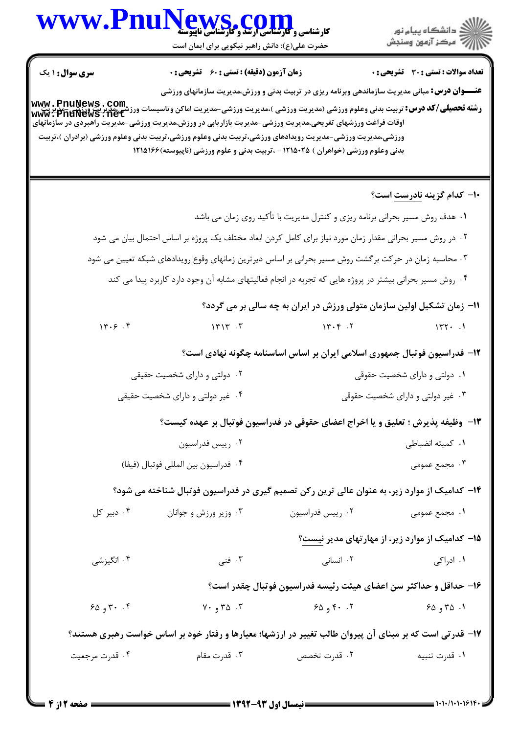**تعداد سوالات : تستی : ۳۰ تشریحی : ۰**　**زمان آزمون (دقیقه) : تستی : ۶۰ تشریحی : ۰**　**سری سوال : ۱ یک**

**عنـــوان درس:** مبانی مدیریت سازماندهی وبرنامه ریزی در تربیت بدنی و ورزش،مدیریت سازمانهای ورزشی

**رشته تحصیلی/کد درس:** تربیت بدنی وعلوم ورزشی (مدیریت ورزشی )،مدیریت ورزشی-مدیریت اماکن وتاسیسات ورزشی،مدیریت ورزشی-مدیریت اوقات فراغت ورزشهای تفریحی،مدیریت ورزشی-مدیریت بازاریابی در ورزش،مدیریت ورزشی-مدیریت راهبردی در سازمانهای ورزشی،مدیریت ورزشی-مدیریت رویدادهای ورزشی،تربیت بدنی وعلوم ورزشی،تربیت بدنی وعلوم ورزشی (برادران )،تربیت بدنی وعلوم ورزشی (خواهران ) ۱۲۱۵۰۲۵ - ،تربیت بدنی و علوم ورزشی (ناپیوسته)۱۲۱۵۱۶۶

---

**۱۰- کدام گزینه نادرست است؟**

۱. هدف روش مسیر بحرانی برنامه ریزی و کنترل مدیریت با تأکید روی زمان می باشد

۲. در روش مسیر بحرانی مقدار زمان مورد نیاز برای کامل کردن ابعاد مختلف یک پروژه بر اساس احتمال بیان می شود

۳. محاسبه زمان در حرکت برگشت روش مسیر بحرانی بر اساس دیرترین زمانهای وقوع رویدادهای شبکه تعیین می شود

۴. روش مسیر بحرانی بیشتر در پروژه هایی که تجربه در انجام فعالیتهای مشابه آن وجود دارد کاربرد پیدا می کند

**۱۱- زمان تشکیل اولین سازمان متولی ورزش در ایران به چه سالی بر می گردد؟**

۱. ۱۳۲۰　　۲. ۱۳۰۴　　۳. ۱۳۱۳　　۴. ۱۳۰۶

**۱۲- فدراسیون فوتبال جمهوری اسلامی ایران بر اساس اساسنامه چگونه نهادی است؟**

۱. دولتی و دارای شخصیت حقوقی

۲. دولتی و دارای شخصیت حقیقی

۳. غیر دولتی و دارای شخصیت حقوقی

۴. غیر دولتی و دارای شخصیت حقیقی

**۱۳- وظیفه پذیرش ؛ تعلیق و یا اخراج اعضای حقوقی در فدراسیون فوتبال بر عهده کیست؟**

۱. کمیته انضباطی

۲. رییس فدراسیون

۳. مجمع عمومی

۴. فدراسیون بین المللی فوتبال (فیفا)

**۱۴- کدامیک از موارد زیر، به عنوان عالی ترین رکن تصمیم گیری در فدراسیون فوتبال شناخته می شود؟**

۱. مجمع عمومی　　۲. رییس فدراسیون　　۳. وزیر ورزش و جوانان　　۴. دبیر کل

**۱۵- کدامیک از موارد زیر، از مهارتهای مدیر نیست؟**

۱. ادراکی　　۲. انسانی　　۳. فنی　　۴. انگیزشی

**۱۶- حداقل و حداکثر سن اعضای هیئت رئیسه فدراسیون فوتبال چقدر است؟**

۱. ۳۵ و ۶۵　　۲. ۴۰ و ۶۵　　۳. ۳۵ و ۷۰　　۴. ۳۰ و ۶۵

**۱۷- قدرتی است که بر مبنای آن پیروان طالب تغییر در ارزشها؛ معیارها و رفتار خود بر اساس خواست رهبری هستند؟**

۱. قدرت تنبیه　　۲. قدرت تخصص　　۳. قدرت مقام　　۴. قدرت مرجعیت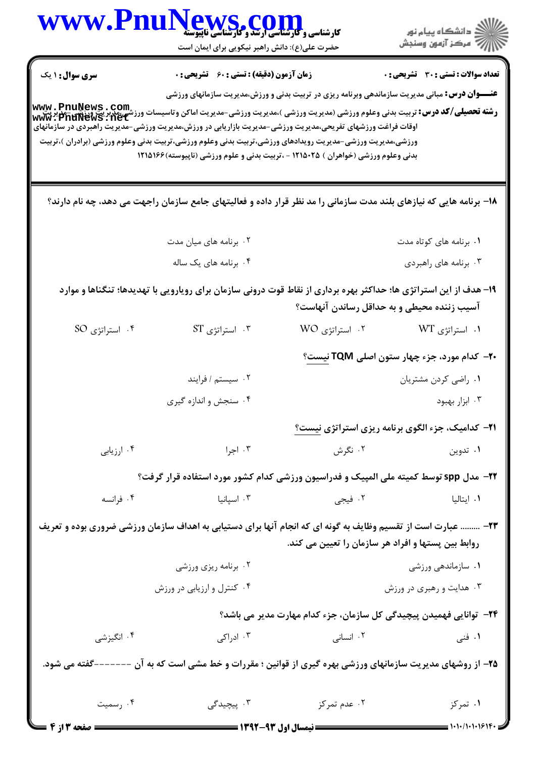**سری سوال:** ۱ یک

**زمان آزمون (دقیقه) : تستی : ۶۰ تشریحی : ۰**

**تعداد سوالات : تستی : ۳۰ تشریحی : ۰**

**عنـــوان درس:** مبانی مدیریت سازماندهی وبرنامه ریزی در تربیت بدنی و ورزش،مدیریت سازمانهای ورزشی

**رشته تحصیلی/کد درس:** تربیت بدنی وعلوم ورزشی (مدیریت ورزشی )،مدیریت ورزشی-مدیریت اماکن وتاسیسات ورزشی،مدیریت ورزشی-مدیریت اوقات فراغت ورزشهای تفریحی،مدیریت ورزشی-مدیریت بازاریابی در ورزش،مدیریت ورزشی-مدیریت راهبردی در سازمانهای ورزشی،مدیریت ورزشی-مدیریت رویدادهای ورزشی،تربیت بدنی وعلوم ورزشی،تربیت بدنی وعلوم ورزشی (برادران )،تربیت بدنی وعلوم ورزشی (خواهران ) ۱۲۱۵۰۲۵ - ،تربیت بدنی و علوم ورزشی (ناپیوسته)۱۲۱۵۱۶۶

**۱۸- برنامه هایی که نیازهای بلند مدت سازمانی را مد نظر قرار داده و فعالیتهای جامع سازمان راجهت می دهد، چه نام دارند؟**

۱. برنامه های کوتاه مدت
۲. برنامه های میان مدت
۳. برنامه های راهبردی
۴. برنامه های یک ساله

**۱۹- هدف از این استراتژی ها؛ حداکثر بهره برداری از نقاط قوت درونی سازمان برای رویارویی با تهدیدها؛ تنگناها و موارد آسیب زننده محیطی و به حداقل رساندن آنهاست؟**

۱. استراتژی WT
۲. استراتژی WO
۳. استراتژی ST
۴. استراتژی SO

**۲۰- کدام مورد، جزء چهار ستون اصلی TQM نیست؟**

۱. راضی کردن مشتریان
۲. سیستم / فرایند
۳. ابزار بهبود
۴. سنجش و اندازه گیری

**۲۱- کدامیک، جزء الگوی برنامه ریزی استراتژی نیست؟**

۱. تدوین
۲. نگرش
۳. اجرا
۴. ارزیابی

**۲۲- مدل spp توسط کمیته ملی المپیک و فدراسیون ورزشی کدام کشور مورد استفاده قرار گرفت؟**

۱. ایتالیا
۲. فیجی
۳. اسپانیا
۴. فرانسه

**۲۳- ......... عبارت است از تقسیم وظایف به گونه ای که انجام آنها برای دستیابی به اهداف سازمان ورزشی ضروری بوده و تعریف روابط بین پستها و افراد هر سازمان را تعیین می کند.**

۱. سازماندهی ورزشی
۲. برنامه ریزی ورزشی
۳. هدایت و رهبری در ورزش
۴. کنترل و ارزیابی در ورزش

**۲۴- توانایی فهمیدن پیچیدگی کل سازمان، جزء کدام مهارت مدیر می باشد؟**

۱. فنی
۲. انسانی
۳. ادراکی
۴. انگیزشی

**۲۵- از روشهای مدیریت سازمانهای ورزشی بهره گیری از قوانین ؛ مقررات و خط مشی است که به آن -------گفته می شود.**

۱. تمرکز
۲. عدم تمرکز
۳. پیچیدگی
۴. رسمیت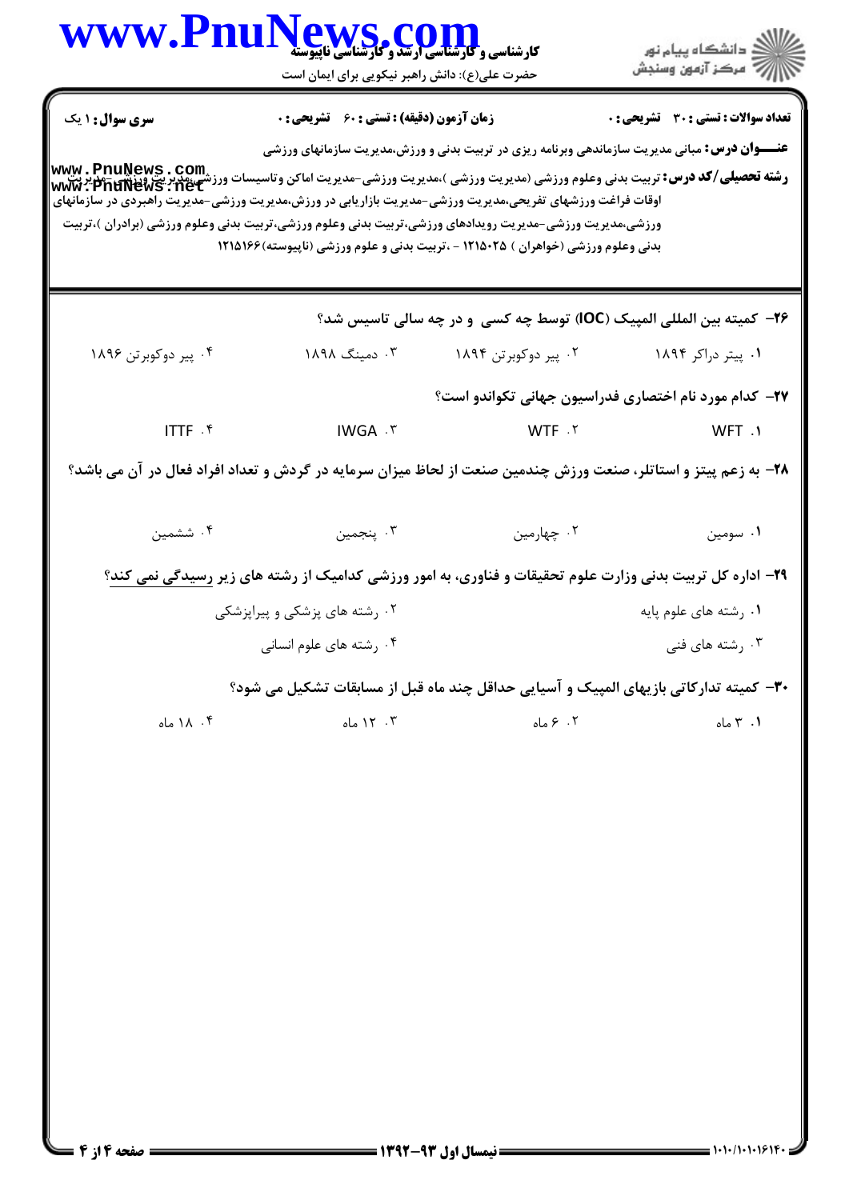**تعداد سوالات : تستی : ۳۰ تشریحی : ۰** | **زمان آزمون (دقیقه) : تستی : ۶۰ تشریحی : ۰** | **سری سوال : ۱ یک**

**عنـــوان درس:** مبانی مدیریت سازماندهی وبرنامه ریزی در تربیت بدنی و ورزش،مدیریت سازمانهای ورزشی

**رشته تحصیلی/کد درس:** تربیت بدنی وعلوم ورزشی (مدیریت ورزشی )،مدیریت ورزشی-مدیریت اماکن وتاسیسات ورزشی،مدیریت ورزشی-مدیریت اوقات فراغت ورزشهای تفریحی،مدیریت ورزشی-مدیریت بازاریابی در ورزش،مدیریت ورزشی-مدیریت راهبردی در سازمانهای ورزشی،مدیریت ورزشی-مدیریت رویدادهای ورزشی،تربیت بدنی وعلوم ورزشی،تربیت بدنی وعلوم ورزشی (برادران )،تربیت بدنی وعلوم ورزشی (خواهران ) ۱۲۱۵۰۲۵ - ،تربیت بدنی و علوم ورزشی (ناپیوسته)۱۲۱۵۱۶۶

---

**۲۶- کمیته بین المللی المپیک (IOC) توسط چه کسی و در چه سالی تاسیس شد؟**

۱. پیتر دراکر ۱۸۹۴
۲. پیر دوکوبرتن ۱۸۹۴
۳. دمینگ ۱۸۹۸
۴. پیر دوکوبرتن ۱۸۹۶

**۲۷- کدام مورد نام اختصاری فدراسیون جهانی تکواندو است؟**

۱. WFT
۲. WTF
۳. IWGA
۴. ITTF

**۲۸- به زعم پیتز و استاتلر، صنعت ورزش چندمین صنعت از لحاظ میزان سرمایه در گردش و تعداد افراد فعال در آن می باشد؟**

۱. سومین
۲. چهارمین
۳. پنجمین
۴. ششمین

**۲۹- اداره کل تربیت بدنی وزارت علوم تحقیقات و فناوری، به امور ورزشی کدامیک از رشته های زیر رسیدگی نمی کند؟**

۱. رشته های علوم پایه
۲. رشته های پزشکی و پیراپزشکی
۳. رشته های فنی
۴. رشته های علوم انسانی

**۳۰- کمیته تداركاتی بازیهای المپیک و آسیایی حداقل چند ماه قبل از مسابقات تشکیل می شود؟**

۱. ۳ ماه
۲. ۶ ماه
۳. ۱۲ ماه
۴. ۱۸ ماه